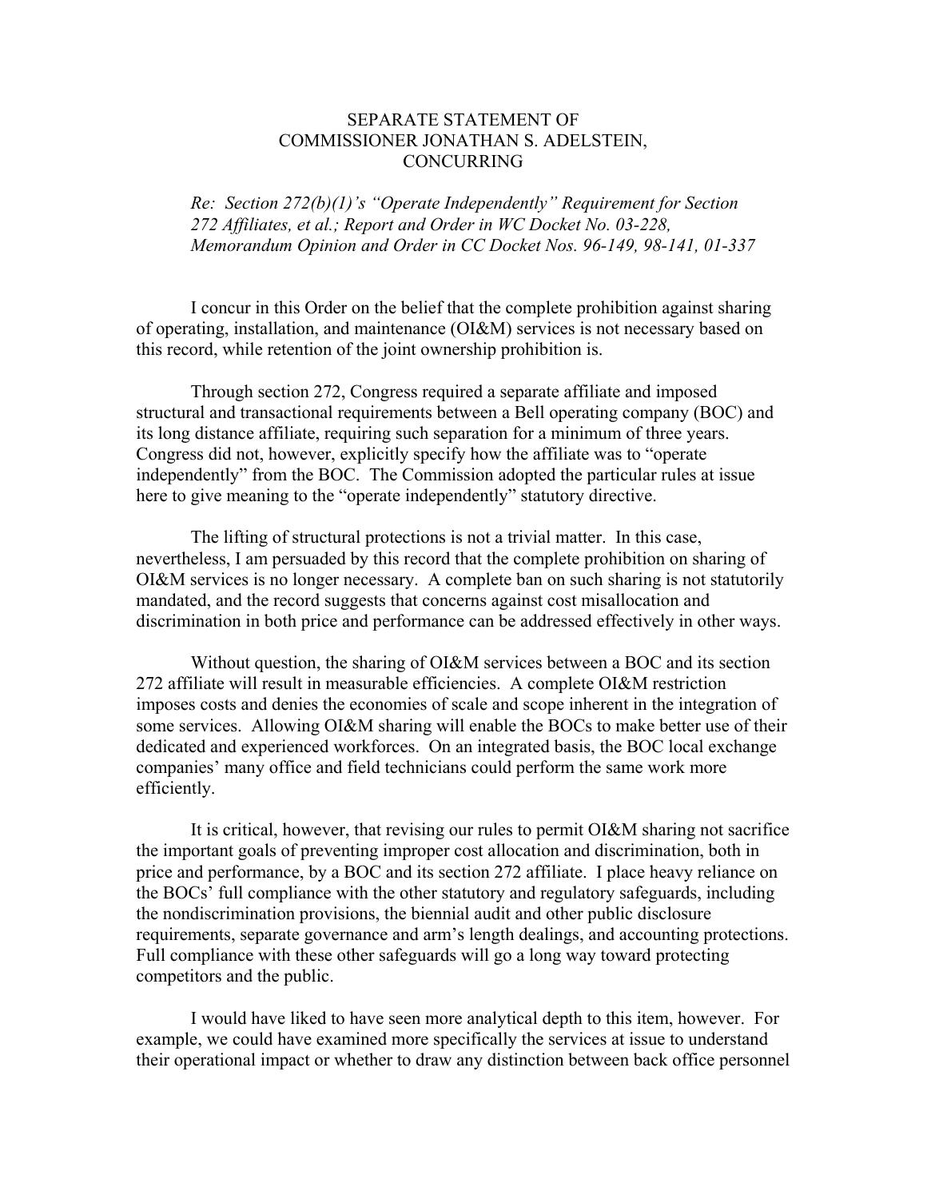# SEPARATE STATEMENT OF COMMISSIONER JONATHAN S. ADELSTEIN, CONCURRING

*Re: Section 272(b)(1)'s "Operate Independently" Requirement for Section 272 Affiliates, et al.; Report and Order in WC Docket No. 03-228, Memorandum Opinion and Order in CC Docket Nos. 96-149, 98-141, 01-337*

I concur in this Order on the belief that the complete prohibition against sharing of operating, installation, and maintenance (OI&M) services is not necessary based on this record, while retention of the joint ownership prohibition is.

Through section 272, Congress required a separate affiliate and imposed structural and transactional requirements between a Bell operating company (BOC) and its long distance affiliate, requiring such separation for a minimum of three years. Congress did not, however, explicitly specify how the affiliate was to "operate independently" from the BOC. The Commission adopted the particular rules at issue here to give meaning to the "operate independently" statutory directive.

The lifting of structural protections is not a trivial matter. In this case, nevertheless, I am persuaded by this record that the complete prohibition on sharing of OI&M services is no longer necessary. A complete ban on such sharing is not statutorily mandated, and the record suggests that concerns against cost misallocation and discrimination in both price and performance can be addressed effectively in other ways.

Without question, the sharing of OI&M services between a BOC and its section 272 affiliate will result in measurable efficiencies. A complete OI&M restriction imposes costs and denies the economies of scale and scope inherent in the integration of some services. Allowing OI&M sharing will enable the BOCs to make better use of their dedicated and experienced workforces. On an integrated basis, the BOC local exchange companies' many office and field technicians could perform the same work more efficiently.

It is critical, however, that revising our rules to permit OI&M sharing not sacrifice the important goals of preventing improper cost allocation and discrimination, both in price and performance, by a BOC and its section 272 affiliate. I place heavy reliance on the BOCs' full compliance with the other statutory and regulatory safeguards, including the nondiscrimination provisions, the biennial audit and other public disclosure requirements, separate governance and arm's length dealings, and accounting protections. Full compliance with these other safeguards will go a long way toward protecting competitors and the public.

I would have liked to have seen more analytical depth to this item, however. For example, we could have examined more specifically the services at issue to understand their operational impact or whether to draw any distinction between back office personnel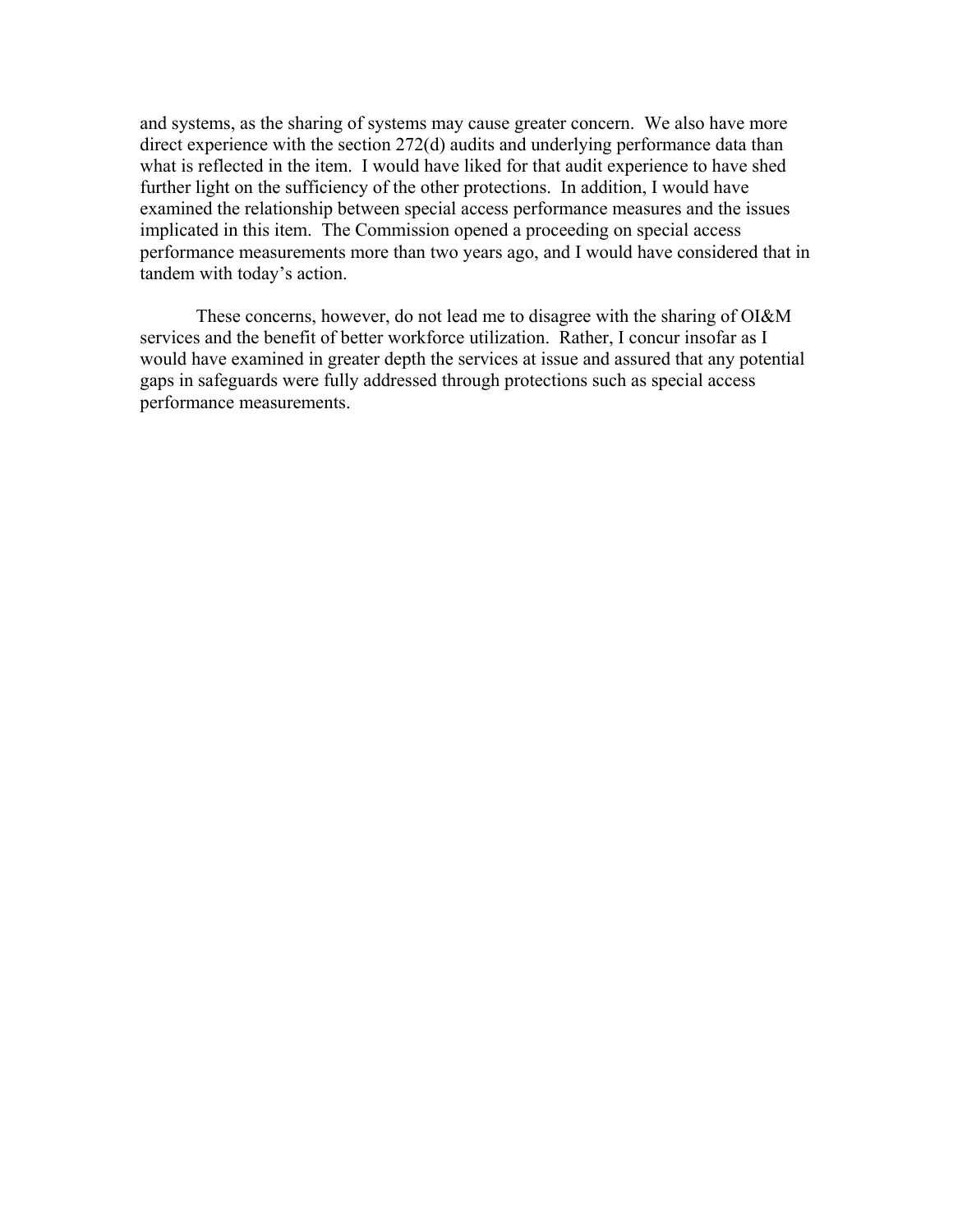and systems, as the sharing of systems may cause greater concern. We also have more direct experience with the section 272(d) audits and underlying performance data than what is reflected in the item. I would have liked for that audit experience to have shed further light on the sufficiency of the other protections. In addition, I would have examined the relationship between special access performance measures and the issues implicated in this item. The Commission opened a proceeding on special access performance measurements more than two years ago, and I would have considered that in tandem with today's action.

These concerns, however, do not lead me to disagree with the sharing of OI&M services and the benefit of better workforce utilization. Rather, I concur insofar as I would have examined in greater depth the services at issue and assured that any potential gaps in safeguards were fully addressed through protections such as special access performance measurements.